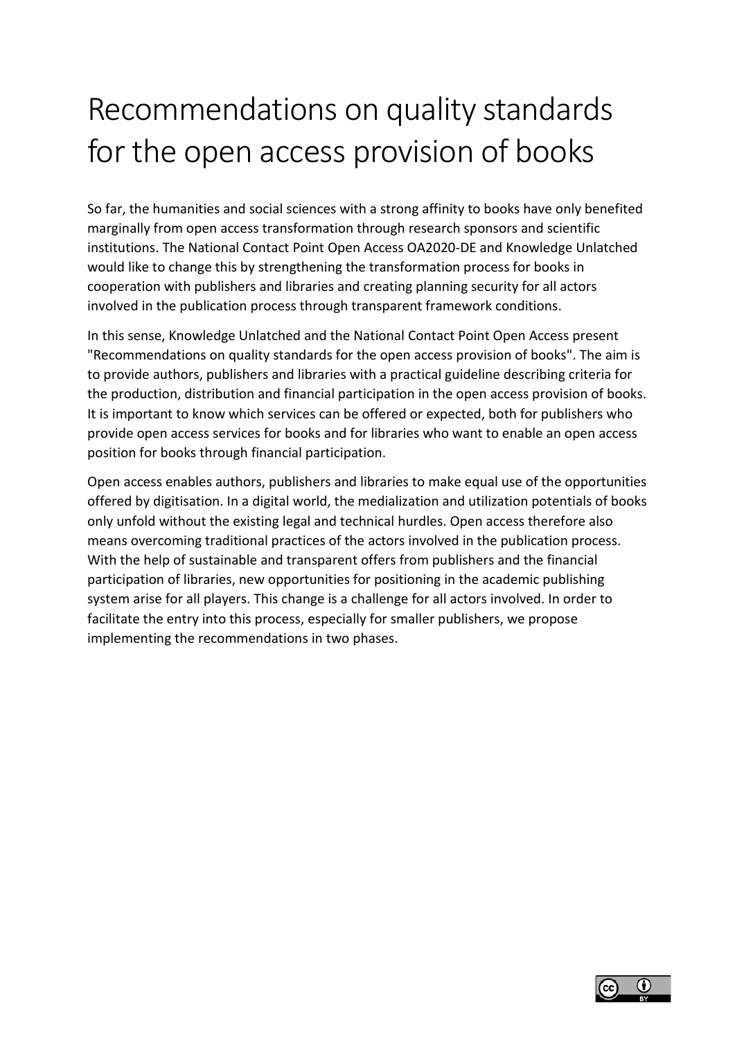# Recommendations on quality standards for the open access provision of books

So far, the humanities and social sciences with a strong affinity to books have only benefited marginally from open access transformation through research sponsors and scientific institutions. The National Contact Point Open Access OA2020-DE and Knowledge Unlatched would like to change this by strengthening the transformation process for books in cooperation with publishers and libraries and creating planning security for all actors involved in the publication process through transparent framework conditions.

In this sense, Knowledge Unlatched and the National Contact Point Open Access present "Recommendations on quality standards for the open access provision of books". The aim is to provide authors, publishers and libraries with a practical guideline describing criteria for the production, distribution and financial participation in the open access provision of books. It is important to know which services can be offered or expected, both for publishers who provide open access services for books and for libraries who want to enable an open access position for books through financial participation.

Open access enables authors, publishers and libraries to make equal use of the opportunities offered by digitisation. In a digital world, the medialization and utilization potentials of books only unfold without the existing legal and technical hurdles. Open access therefore also means overcoming traditional practices of the actors involved in the publication process. With the help of sustainable and transparent offers from publishers and the financial participation of libraries, new opportunities for positioning in the academic publishing system arise for all players. This change is a challenge for all actors involved. In order to facilitate the entry into this process, especially for smaller publishers, we propose implementing the recommendations in two phases.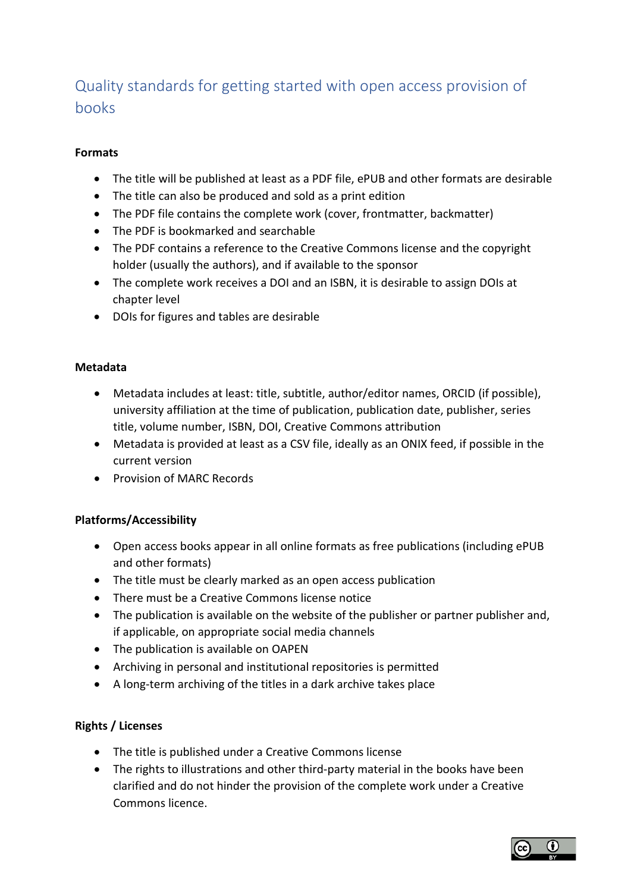# Quality standards for getting started with open access provision of books

**Formats**

- The title will be published at least as a PDF file, ePUB and other formats are desirable
- The title can also be produced and sold as a print edition
- The PDF file contains the complete work (cover, frontmatter, backmatter)
- The PDF is bookmarked and searchable
- The PDF contains a reference to the Creative Commons license and the copyright holder (usually the authors), and if available to the sponsor
- The complete work receives a DOI and an ISBN, it is desirable to assign DOIs at chapter level
- DOIs for figures and tables are desirable

**Metadata**

- Metadata includes at least: title, subtitle, author/editor names, ORCID (if possible), university affiliation at the time of publication, publication date, publisher, series title, volume number, ISBN, DOI, Creative Commons attribution
- Metadata is provided at least as a CSV file, ideally as an ONIX feed, if possible in the current version
- Provision of MARC Records

**Platforms/Accessibility**

- Open access books appear in all online formats as free publications (including ePUB and other formats)
- The title must be clearly marked as an open access publication
- There must be a Creative Commons license notice
- The publication is available on the website of the publisher or partner publisher and, if applicable, on appropriate social media channels
- The publication is available on OAPEN
- Archiving in personal and institutional repositories is permitted
- A long-term archiving of the titles in a dark archive takes place

**Rights / Licenses**

- The title is published under a Creative Commons license
- The rights to illustrations and other third-party material in the books have been clarified and do not hinder the provision of the complete work under a Creative Commons licence.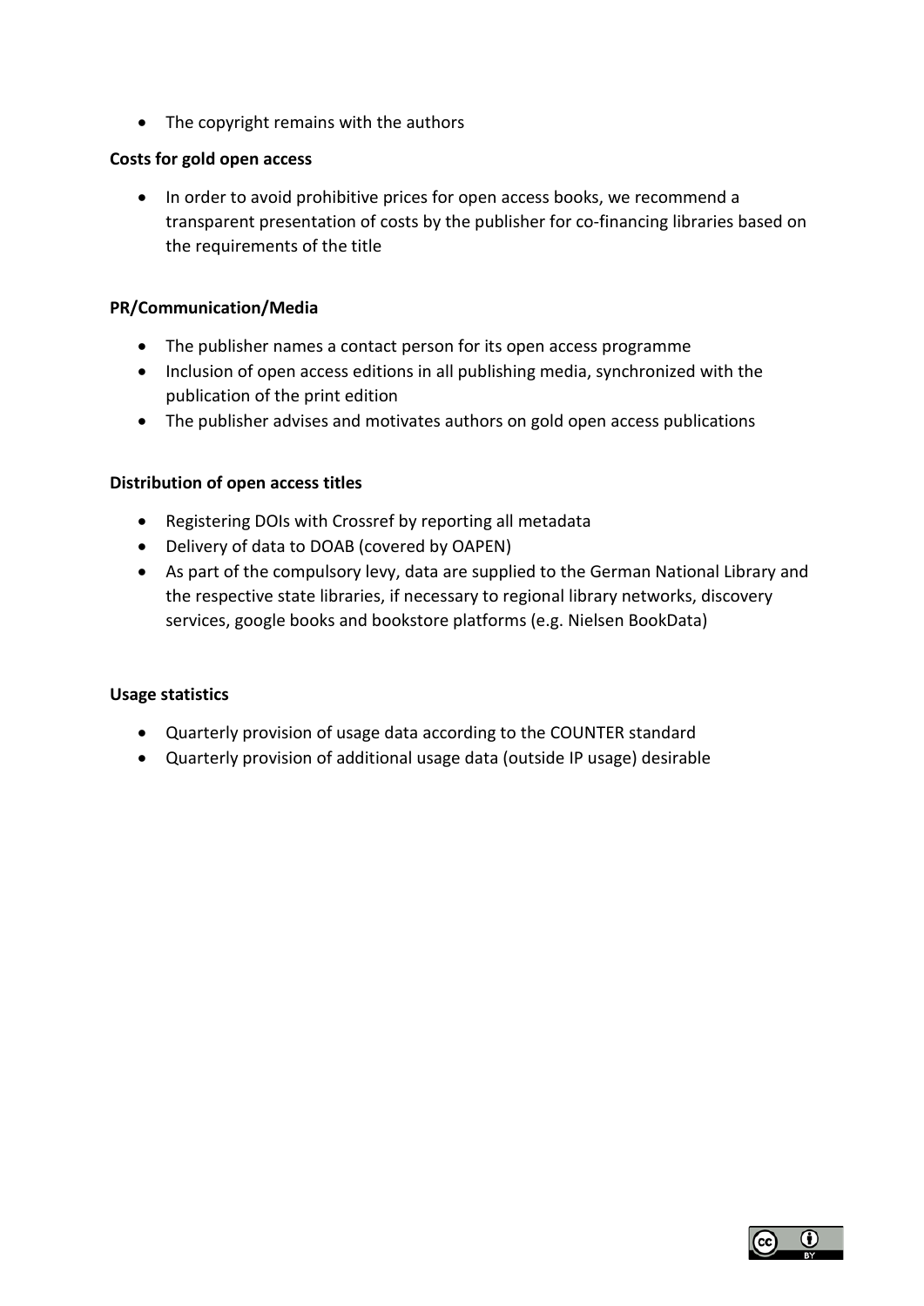- The copyright remains with the authors

**Costs for gold open access**

- In order to avoid prohibitive prices for open access books, we recommend a transparent presentation of costs by the publisher for co-financing libraries based on the requirements of the title

**PR/Communication/Media**

- The publisher names a contact person for its open access programme
- Inclusion of open access editions in all publishing media, synchronized with the publication of the print edition
- The publisher advises and motivates authors on gold open access publications

**Distribution of open access titles**

- Registering DOIs with Crossref by reporting all metadata
- Delivery of data to DOAB (covered by OAPEN)
- As part of the compulsory levy, data are supplied to the German National Library and the respective state libraries, if necessary to regional library networks, discovery services, google books and bookstore platforms (e.g. Nielsen BookData)

**Usage statistics**

- Quarterly provision of usage data according to the COUNTER standard
- Quarterly provision of additional usage data (outside IP usage) desirable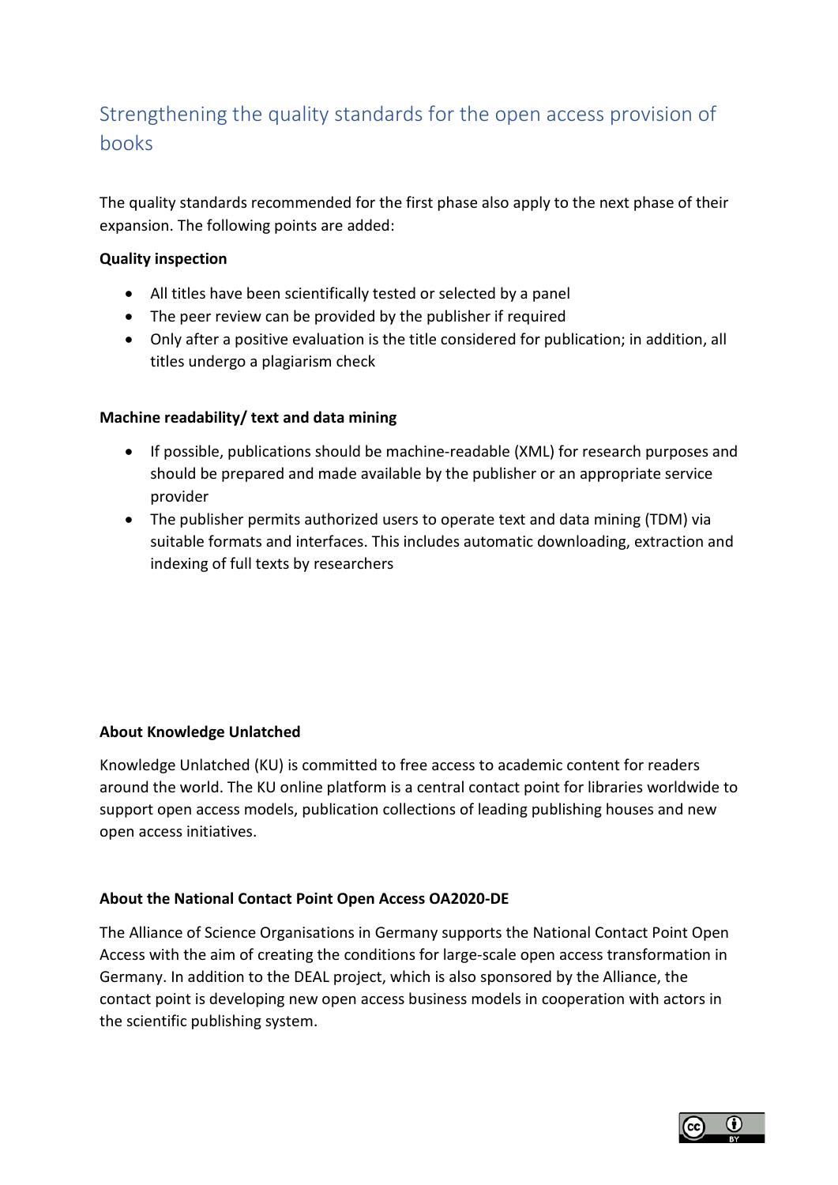## Strengthening the quality standards for the open access provision of books

The quality standards recommended for the first phase also apply to the next phase of their expansion. The following points are added:

**Quality inspection**

- All titles have been scientifically tested or selected by a panel
- The peer review can be provided by the publisher if required
- Only after a positive evaluation is the title considered for publication; in addition, all titles undergo a plagiarism check

**Machine readability/ text and data mining**

- If possible, publications should be machine-readable (XML) for research purposes and should be prepared and made available by the publisher or an appropriate service provider
- The publisher permits authorized users to operate text and data mining (TDM) via suitable formats and interfaces. This includes automatic downloading, extraction and indexing of full texts by researchers

**About Knowledge Unlatched**

Knowledge Unlatched (KU) is committed to free access to academic content for readers around the world. The KU online platform is a central contact point for libraries worldwide to support open access models, publication collections of leading publishing houses and new open access initiatives.

**About the National Contact Point Open Access OA2020-DE**

The Alliance of Science Organisations in Germany supports the National Contact Point Open Access with the aim of creating the conditions for large-scale open access transformation in Germany. In addition to the DEAL project, which is also sponsored by the Alliance, the contact point is developing new open access business models in cooperation with actors in the scientific publishing system.